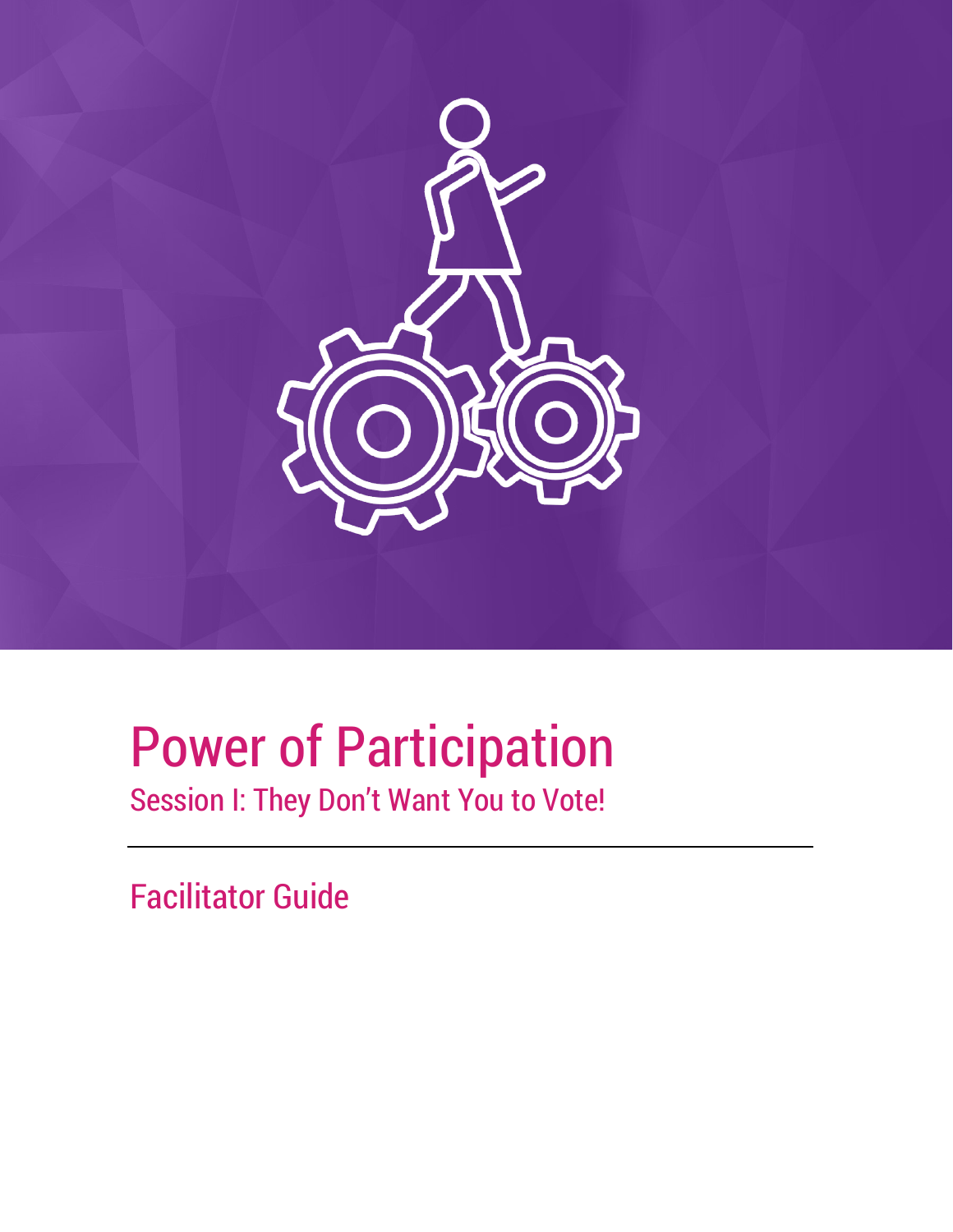# Power of Participation

## Session I: They Don't Want You to Vote!

---

## Facilitator Guide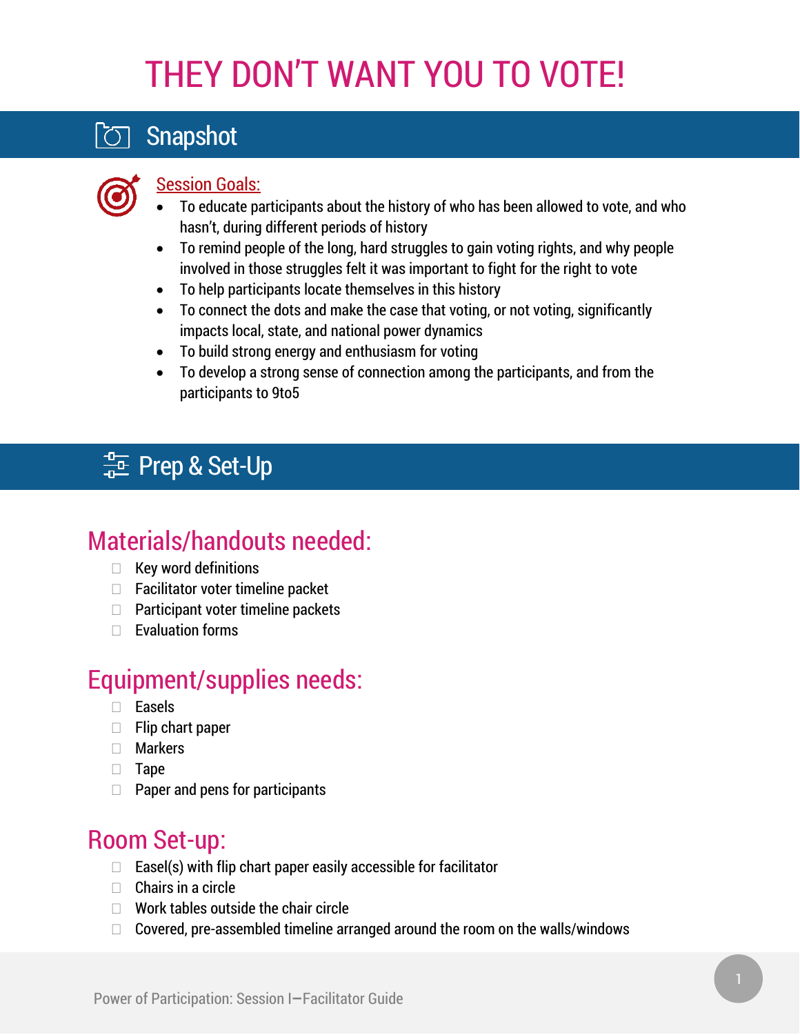# THEY DON'T WANT YOU TO VOTE!

## Snapshot

**Session Goals:**

- To educate participants about the history of who has been allowed to vote, and who hasn't, during different periods of history
- To remind people of the long, hard struggles to gain voting rights, and why people involved in those struggles felt it was important to fight for the right to vote
- To help participants locate themselves in this history
- To connect the dots and make the case that voting, or not voting, significantly impacts local, state, and national power dynamics
- To build strong energy and enthusiasm for voting
- To develop a strong sense of connection among the participants, and from the participants to 9to5

## Prep & Set-Up

### Materials/handouts needed:

- Key word definitions
- Facilitator voter timeline packet
- Participant voter timeline packets
- Evaluation forms

### Equipment/supplies needs:

- Easels
- Flip chart paper
- Markers
- Tape
- Paper and pens for participants

### Room Set-up:

- Easel(s) with flip chart paper easily accessible for facilitator
- Chairs in a circle
- Work tables outside the chair circle
- Covered, pre-assembled timeline arranged around the room on the walls/windows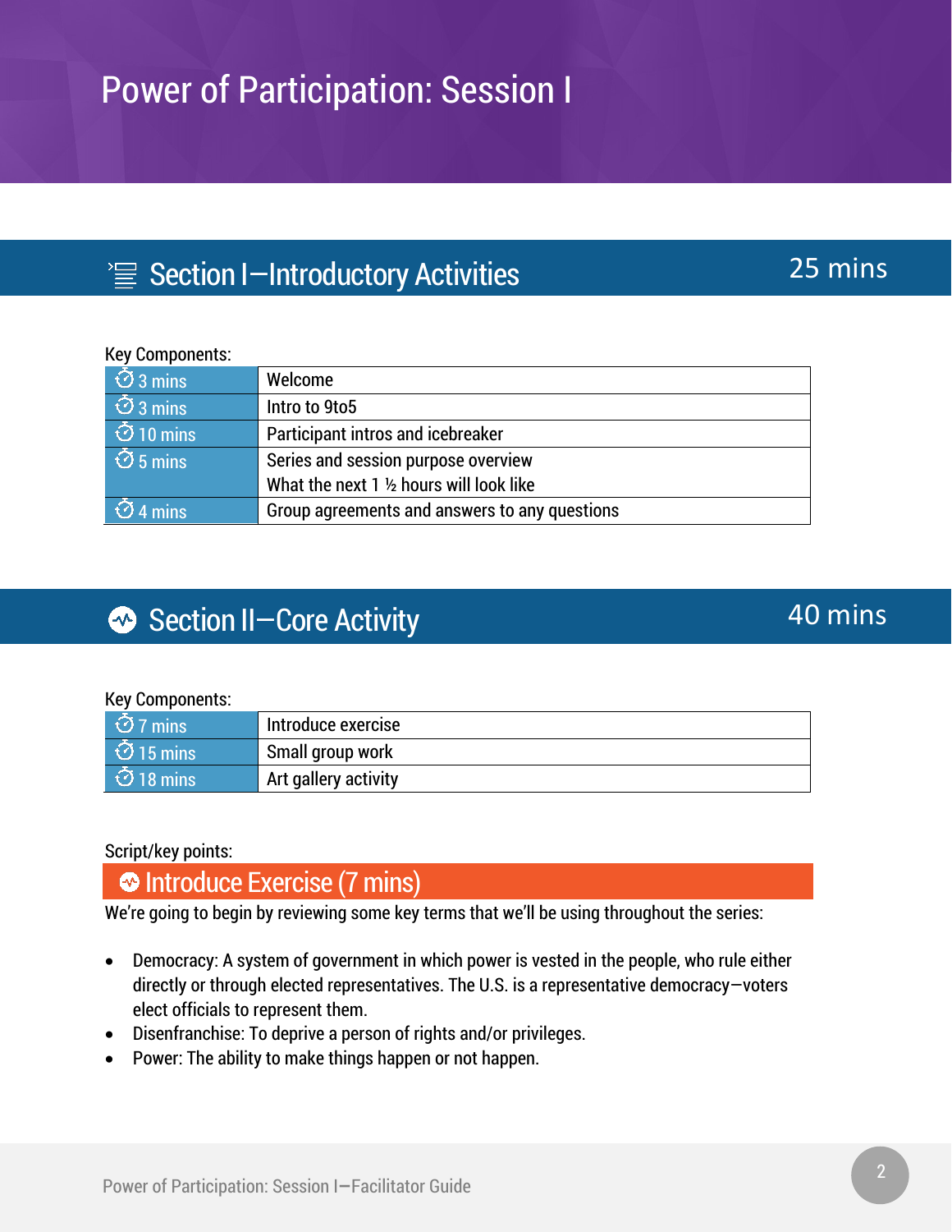# Power of Participation: Session I

## Section I—Introductory Activities — 25 mins

Key Components:

| Time | Component |
|---|---|
| 3 mins | Welcome |
| 3 mins | Intro to 9to5 |
| 10 mins | Participant intros and icebreaker |
| 5 mins | Series and session purpose overview<br>What the next 1 ½ hours will look like |
| 4 mins | Group agreements and answers to any questions |

## Section II—Core Activity — 40 mins

Key Components:

| Time | Component |
|---|---|
| 7 mins | Introduce exercise |
| 15 mins | Small group work |
| 18 mins | Art gallery activity |

Script/key points:

### Introduce Exercise (7 mins)

We're going to begin by reviewing some key terms that we'll be using throughout the series:

- Democracy: A system of government in which power is vested in the people, who rule either directly or through elected representatives. The U.S. is a representative democracy—voters elect officials to represent them.
- Disenfranchise: To deprive a person of rights and/or privileges.
- Power: The ability to make things happen or not happen.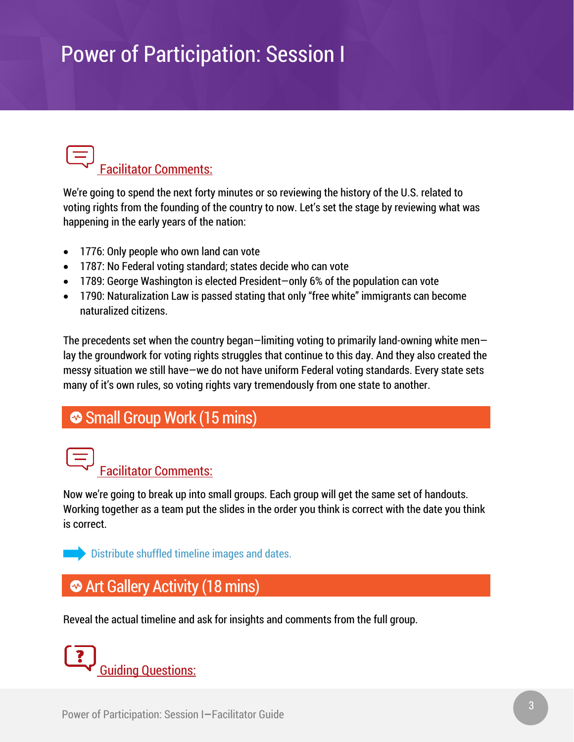# Power of Participation: Session I

### Facilitator Comments:

We're going to spend the next forty minutes or so reviewing the history of the U.S. related to voting rights from the founding of the country to now. Let's set the stage by reviewing what was happening in the early years of the nation:

- 1776: Only people who own land can vote
- 1787: No Federal voting standard; states decide who can vote
- 1789: George Washington is elected President—only 6% of the population can vote
- 1790: Naturalization Law is passed stating that only "free white" immigrants can become naturalized citizens.

The precedents set when the country began—limiting voting to primarily land-owning white men—lay the groundwork for voting rights struggles that continue to this day. And they also created the messy situation we still have—we do not have uniform Federal voting standards. Every state sets many of it's own rules, so voting rights vary tremendously from one state to another.

## Small Group Work (15 mins)

### Facilitator Comments:

Now we're going to break up into small groups. Each group will get the same set of handouts. Working together as a team put the slides in the order you think is correct with the date you think is correct.

Distribute shuffled timeline images and dates.

## Art Gallery Activity (18 mins)

Reveal the actual timeline and ask for insights and comments from the full group.

### Guiding Questions: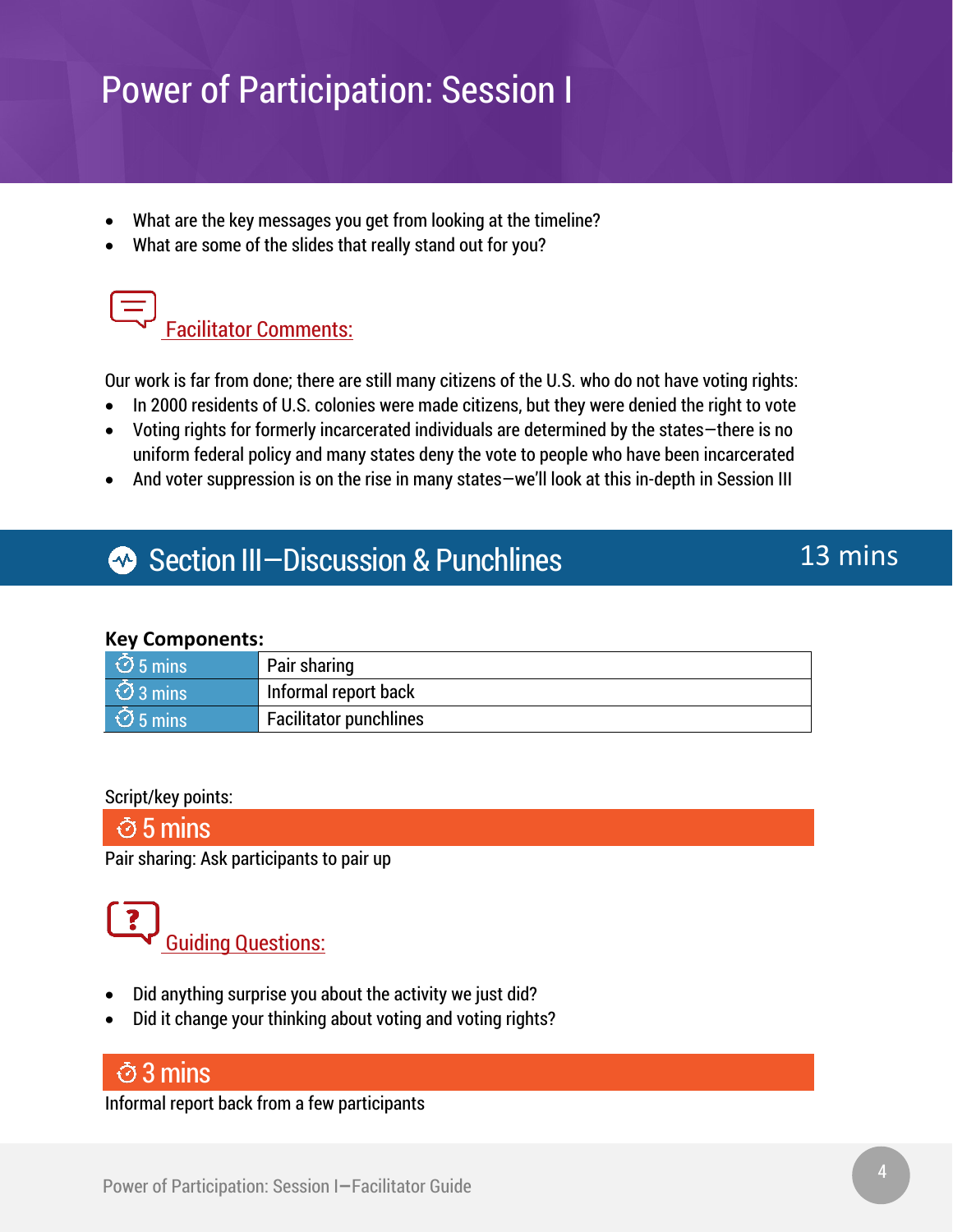# Power of Participation: Session I

- What are the key messages you get from looking at the timeline?
- What are some of the slides that really stand out for you?

### Facilitator Comments:

Our work is far from done; there are still many citizens of the U.S. who do not have voting rights:

- In 2000 residents of U.S. colonies were made citizens, but they were denied the right to vote
- Voting rights for formerly incarcerated individuals are determined by the states—there is no uniform federal policy and many states deny the vote to people who have been incarcerated
- And voter suppression is on the rise in many states—we'll look at this in-depth in Session III

## Section III—Discussion & Punchlines — 13 mins

**Key Components:**

| Time | Component |
|---|---|
| 5 mins | Pair sharing |
| 3 mins | Informal report back |
| 5 mins | Facilitator punchlines |

Script/key points:

### 5 mins

Pair sharing: Ask participants to pair up

### Guiding Questions:

- Did anything surprise you about the activity we just did?
- Did it change your thinking about voting and voting rights?

### 3 mins

Informal report back from a few participants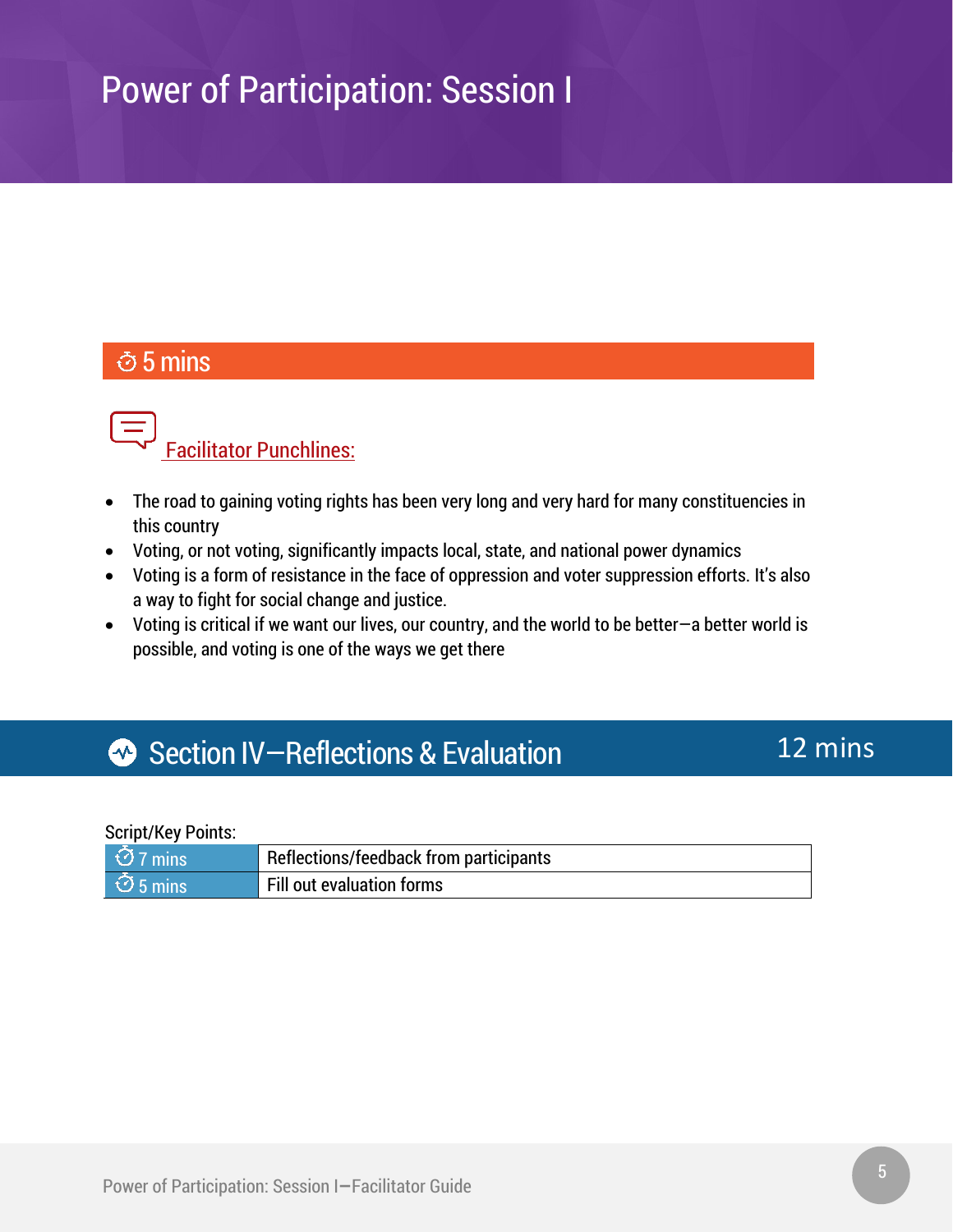# Power of Participation: Session I

⏱ 5 mins

Facilitator Punchlines:

- The road to gaining voting rights has been very long and very hard for many constituencies in this country
- Voting, or not voting, significantly impacts local, state, and national power dynamics
- Voting is a form of resistance in the face of oppression and voter suppression efforts. It's also a way to fight for social change and justice.
- Voting is critical if we want our lives, our country, and the world to be better—a better world is possible, and voting is one of the ways we get there

## Section IV—Reflections & Evaluation — 12 mins

Script/Key Points:

| | |
|---|---|
| ⏱ 7 mins | Reflections/feedback from participants |
| ⏱ 5 mins | Fill out evaluation forms |